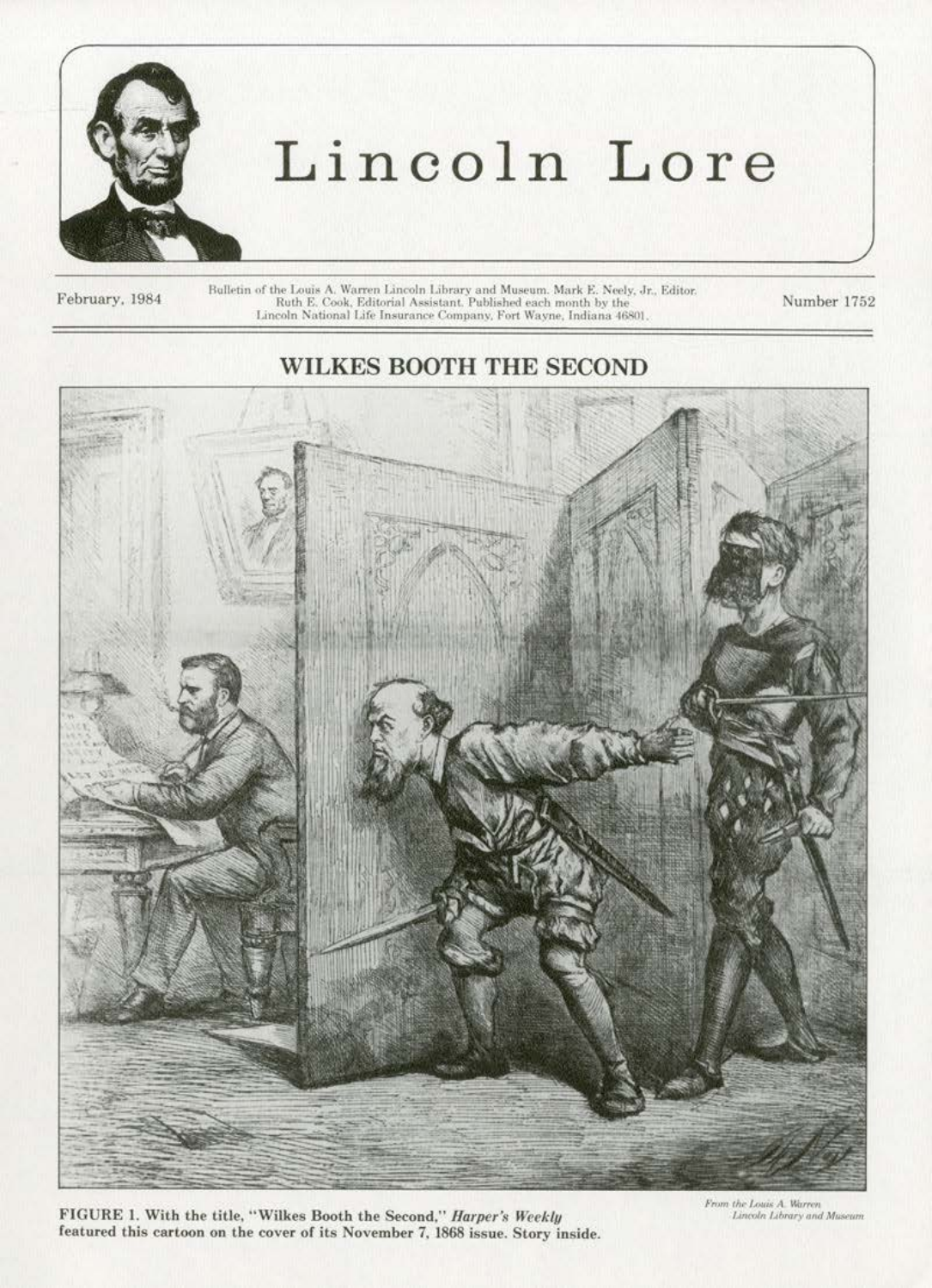# Lincoln Lore

February, 1984

Bulletin of the Louis A. Warren Lincoln Library and Museum. Mark E. Neely, Jr., Editor. Ruth E. Cook, Editorial Assistant. Published each month by the Lincoln National Life Insurance Company, Fort Wayne, Indiana 46801.

Number 1752

## WILKES BOOTH THE SECOND

**FIGURE 1. With the title, "Wilkes Booth the Second," *Harper's Weekly* featured this cartoon on the cover of its November 7, 1868 issue. Story inside.**

*From the Louis A. Warren Lincoln Library and Museum*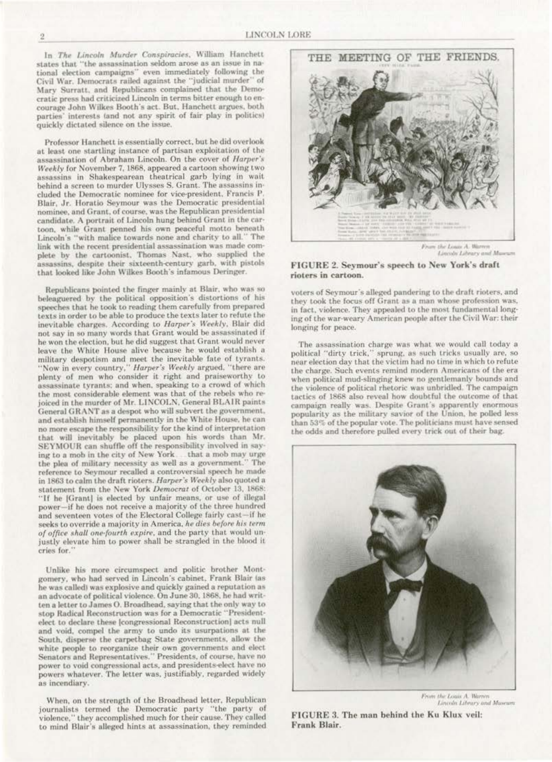In *The Lincoln Murder Conspiracies*, William Hanchett states that "the assassination seldom arose as an issue in national election campaigns" even immediately following the Civil War. Democrats railed against the "judicial murder" of Mary Surratt, and Republicans complained that the Democratic press had criticized Lincoln in terms bitter enough to encourage John Wilkes Booth's act. But, Hanchett argues, both parties' interests (and not any spirit of fair play in politics) quickly dictated silence on the issue.

Professor Hanchett is essentially correct, but he did overlook at least one startling instance of partisan exploitation of the assassination of Abraham Lincoln. On the cover of *Harper's Weekly* for November 7, 1868, appeared a cartoon showing two assassins in Shakespearean theatrical garb lying in wait behind a screen to murder Ulysses S. Grant. The assassins included the Democratic nominee for vice-president, Francis P. Blair, Jr. Horatio Seymour was the Democratic presidential nominee, and Grant, of course, was the Republican presidential candidate. A portrait of Lincoln hung behind Grant in the cartoon, while Grant penned his own peaceful motto beneath Lincoln's "with malice towards none and charity to all." The link with the recent presidential assassination was made complete by the cartoonist, Thomas Nast, who supplied the assassins, despite their sixteenth-century garb, with pistols that looked like John Wilkes Booth's infamous Deringer.

Republicans pointed the finger mainly at Blair, who was so beleaguered by the political opposition's distortions of his speeches that he took to reading them carefully from prepared texts in order to be able to produce the texts later to refute the inevitable charges. According to *Harper's Weekly*, Blair did not say in so many words that Grant would be assassinated if he won the election, but he did suggest that Grant would never leave the White House alive because he would establish a military despotism and meet the inevitable fate of tyrants. "Now in every country," *Harper's Weekly* argued, "there are plenty of men who consider it right and praiseworthy to assassinate tyrants; and when, speaking to a crowd of which the most considerable element was that of the rebels who rejoiced in the murder of Mr. LINCOLN, General BLAIR paints General GRANT as a despot who will subvert the government, and establish himself permanently in the White House, he can no more escape the responsibility for the kind of interpretation that will inevitably be placed upon his words than Mr. SEYMOUR can shuffle off the responsibility involved in saying to a mob in the city of New York . . . that a mob may urge the plea of military necessity as well as a government." The reference to Seymour recalled a controversial speech he made in 1863 to calm the draft rioters. *Harper's Weekly* also quoted a statement from the New York *Democrat* of October 13, 1868: "If he [Grant] is elected by unfair means, or use of illegal power—if he does not receive a majority of the three hundred and seventeen votes of the Electoral College fairly cast—if he seeks to override a majority in America, *he dies before his term of office shall one-fourth expire*, and the party that would unjustly elevate him to power shall be strangled in the blood it cries for."

Unlike his more circumspect and politic brother Montgomery, who had served in Lincoln's cabinet, Frank Blair (as he was called) was explosive and quickly gained a reputation as an advocate of political violence. On June 30, 1868, he had written a letter to James O. Broadhead, saying that the only way to stop Radical Reconstruction was for a Democratic "President-elect to declare these [congressional Reconstruction] acts null and void, compel the army to undo its usurpations at the South, disperse the carpetbag State governments, allow the white people to reorganize their own governments and elect Senators and Representatives." Presidents, of course, have no power to void congressional acts, and presidents-elect have no powers whatever. The letter was, justifiably, regarded widely as incendiary.

When, on the strength of the Broadhead letter, Republican journalists termed the Democratic party "the party of violence," they accomplished much for their cause. They called to mind Blair's alleged hints at assassination, they reminded voters of Seymour's alleged pandering to the draft rioters, and they took the focus off Grant as a man whose profession was, in fact, violence. They appealed to the most fundamental longing of the war-weary American people after the Civil War: their longing for peace.

The assassination charge was what we would call today a political "dirty trick," sprung, as such tricks usually are, so near election day that the victim had no time in which to refute the charge. Such events remind modern Americans of the era when political mud-slinging knew no gentlemanly bounds and the violence of political rhetoric was unbridled. The campaign tactics of 1868 also reveal how doubtful the outcome of that campaign really was. Despite Grant's apparently enormous popularity as the military savior of the Union, he polled less than 53% of the popular vote. The politicians must have sensed the odds and therefore pulled every trick out of their bag.

THE MEETING OF THE FRIENDS.

From the Louis A. Warren Lincoln Library and Museum

**FIGURE 2. Seymour's speech to New York's draft rioters in cartoon.**

From the Louis A. Warren Lincoln Library and Museum

**FIGURE 3. The man behind the Ku Klux veil: Frank Blair.**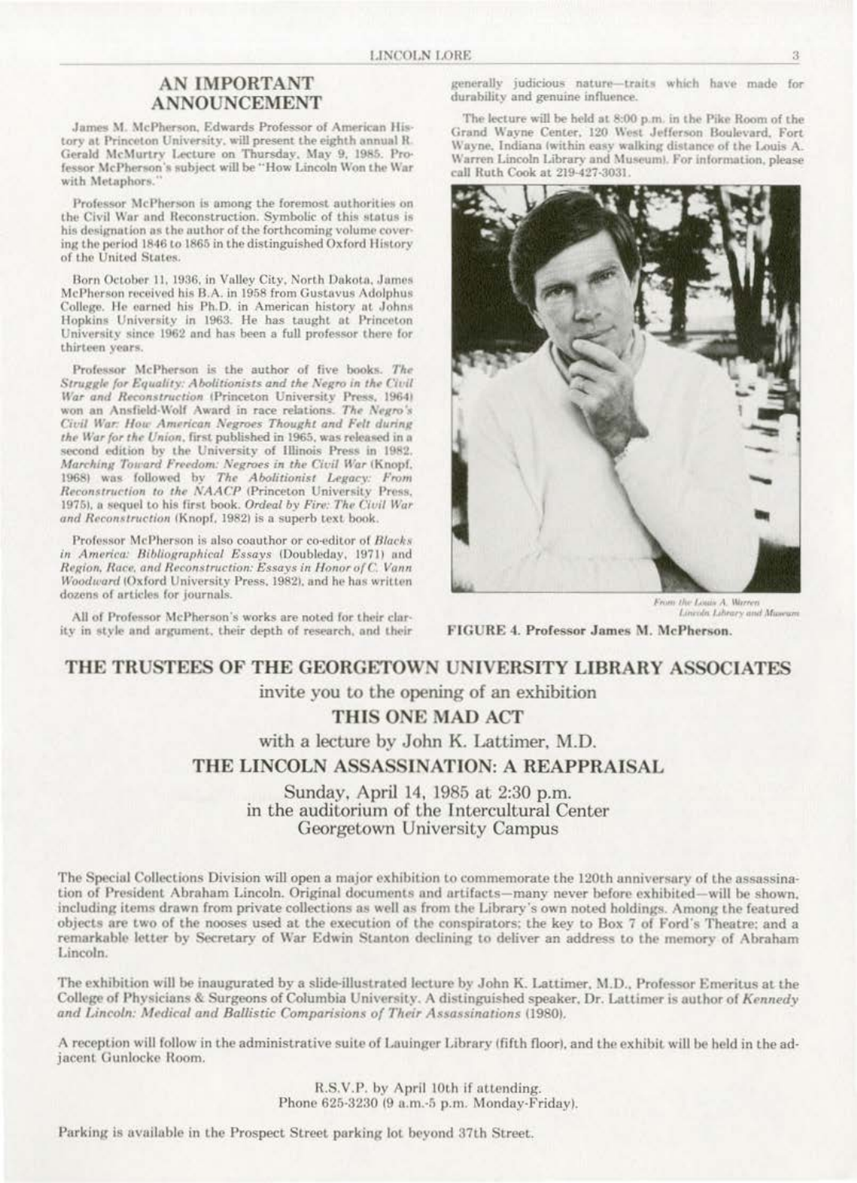## AN IMPORTANT ANNOUNCEMENT

James M. McPherson, Edwards Professor of American History at Princeton University, will present the eighth annual R. Gerald McMurtry Lecture on Thursday, May 9, 1985. Professor McPherson's subject will be "How Lincoln Won the War with Metaphors."

Professor McPherson is among the foremost authorities on the Civil War and Reconstruction. Symbolic of this status is his designation as the author of the forthcoming volume covering the period 1846 to 1865 in the distinguished Oxford History of the United States.

Born October 11, 1936, in Valley City, North Dakota, James McPherson received his B.A. in 1958 from Gustavus Adolphus College. He earned his Ph.D. in American history at Johns Hopkins University in 1963. He has taught at Princeton University since 1962 and has been a full professor there for thirteen years.

Professor McPherson is the author of five books. *The Struggle for Equality: Abolitionists and the Negro in the Civil War and Reconstruction* (Princeton University Press, 1964) won an Ansfield-Wolf Award in race relations. *The Negro's Civil War: How American Negroes Thought and Felt during the War for the Union*, first published in 1965, was released in a second edition by the University of Illinois Press in 1982. *Marching Toward Freedom: Negroes in the Civil War* (Knopf, 1968) was followed by *The Abolitionist Legacy: From Reconstruction to the NAACP* (Princeton University Press, 1975), a sequel to his first book. *Ordeal by Fire: The Civil War and Reconstruction* (Knopf, 1982) is a superb text book.

Professor McPherson is also coauthor or co-editor of *Blacks in America: Bibliographical Essays* (Doubleday, 1971) and *Region, Race, and Reconstruction: Essays in Honor of C. Vann Woodward* (Oxford University Press, 1982), and he has written dozens of articles for journals.

All of Professor McPherson's works are noted for their clarity in style and argument, their depth of research, and their generally judicious nature—traits which have made for durability and genuine influence.

The lecture will be held at 8:00 p.m. in the Pike Room of the Grand Wayne Center, 120 West Jefferson Boulevard, Fort Wayne, Indiana (within easy walking distance of the Louis A. Warren Lincoln Library and Museum). For information, please call Ruth Cook at 219-427-3031.

From the Louis A. Warren Lincoln Library and Museum

**FIGURE 4. Professor James M. McPherson.**

## THE TRUSTEES OF THE GEORGETOWN UNIVERSITY LIBRARY ASSOCIATES

invite you to the opening of an exhibition

### THIS ONE MAD ACT

with a lecture by John K. Lattimer, M.D.

### THE LINCOLN ASSASSINATION: A REAPPRAISAL

Sunday, April 14, 1985 at 2:30 p.m.
in the auditorium of the Intercultural Center
Georgetown University Campus

The Special Collections Division will open a major exhibition to commemorate the 120th anniversary of the assassination of President Abraham Lincoln. Original documents and artifacts—many never before exhibited—will be shown, including items drawn from private collections as well as from the Library's own noted holdings. Among the featured objects are two of the nooses used at the execution of the conspirators; the key to Box 7 of Ford's Theatre; and a remarkable letter by Secretary of War Edwin Stanton declining to deliver an address to the memory of Abraham Lincoln.

The exhibition will be inaugurated by a slide-illustrated lecture by John K. Lattimer, M.D., Professor Emeritus at the College of Physicians & Surgeons of Columbia University. A distinguished speaker, Dr. Lattimer is author of *Kennedy and Lincoln: Medical and Ballistic Comparisions of Their Assassinations* (1980).

A reception will follow in the administrative suite of Lauinger Library (fifth floor), and the exhibit will be held in the adjacent Gunlocke Room.

R.S.V.P. by April 10th if attending.
Phone 625-3230 (9 a.m.-5 p.m. Monday-Friday).

Parking is available in the Prospect Street parking lot beyond 37th Street.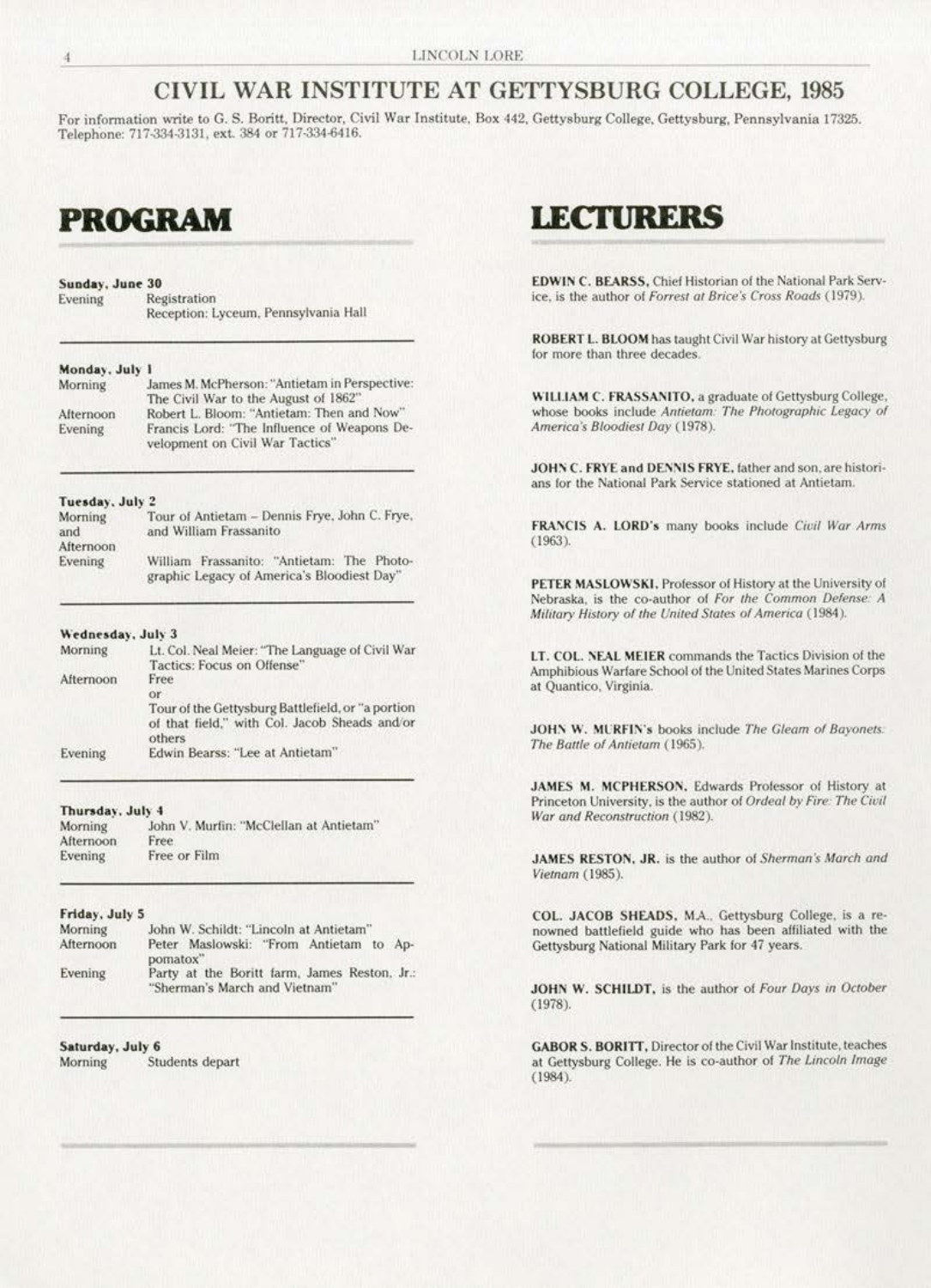# CIVIL WAR INSTITUTE AT GETTYSBURG COLLEGE, 1985

For information write to G. S. Boritt, Director, Civil War Institute, Box 442, Gettysburg College, Gettysburg, Pennsylvania 17325. Telephone: 717-334-3131, ext. 384 or 717-334-6416.

## PROGRAM

**Sunday, June 30**

| | |
|---|---|
| Evening | Registration<br>Reception: Lyceum, Pennsylvania Hall |

**Monday, July 1**

| | |
|---|---|
| Morning | James M. McPherson: "Antietam in Perspective: The Civil War to the August of 1862" |
| Afternoon | Robert L. Bloom: "Antietam: Then and Now" |
| Evening | Francis Lord: "The Influence of Weapons Development on Civil War Tactics" |

**Tuesday, July 2**

| | |
|---|---|
| Morning and Afternoon | Tour of Antietam – Dennis Frye, John C. Frye, and William Frassanito |
| Evening | William Frassanito: "Antietam: The Photographic Legacy of America's Bloodiest Day" |

**Wednesday, July 3**

| | |
|---|---|
| Morning | Lt. Col. Neal Meier: "The Language of Civil War Tactics: Focus on Offense" |
| Afternoon | Free<br>or<br>Tour of the Gettysburg Battlefield, or "a portion of that field," with Col. Jacob Sheads and/or others |
| Evening | Edwin Bearss: "Lee at Antietam" |

**Thursday, July 4**

| | |
|---|---|
| Morning | John V. Murfin: "McClellan at Antietam" |
| Afternoon | Free |
| Evening | Free or Film |

**Friday, July 5**

| | |
|---|---|
| Morning | John W. Schildt: "Lincoln at Antietam" |
| Afternoon | Peter Maslowski: "From Antietam to Appomatox" |
| Evening | Party at the Boritt farm, James Reston, Jr.: "Sherman's March and Vietnam" |

**Saturday, July 6**

| | |
|---|---|
| Morning | Students depart |

## LECTURERS

**EDWIN C. BEARSS**, Chief Historian of the National Park Service, is the author of *Forrest at Brice's Cross Roads* (1979).

**ROBERT L. BLOOM** has taught Civil War history at Gettysburg for more than three decades.

**WILLIAM C. FRASSANITO**, a graduate of Gettysburg College, whose books include *Antietam: The Photographic Legacy of America's Bloodiest Day* (1978).

**JOHN C. FRYE and DENNIS FRYE**, father and son, are historians for the National Park Service stationed at Antietam.

**FRANCIS A. LORD's** many books include *Civil War Arms* (1963).

**PETER MASLOWSKI**, Professor of History at the University of Nebraska, is the co-author of *For the Common Defense: A Military History of the United States of America* (1984).

**LT. COL. NEAL MEIER** commands the Tactics Division of the Amphibious Warfare School of the United States Marines Corps at Quantico, Virginia.

**JOHN W. MURFIN's** books include *The Gleam of Bayonets: The Battle of Antietam* (1965).

**JAMES M. MCPHERSON**, Edwards Professor of History at Princeton University, is the author of *Ordeal by Fire: The Civil War and Reconstruction* (1982).

**JAMES RESTON, JR.** is the author of *Sherman's March and Vietnam* (1985).

**COL. JACOB SHEADS**, M.A., Gettysburg College, is a renowned battlefield guide who has been affiliated with the Gettysburg National Military Park for 47 years.

**JOHN W. SCHILDT**, is the author of *Four Days in October* (1978).

**GABOR S. BORITT**, Director of the Civil War Institute, teaches at Gettysburg College. He is co-author of *The Lincoln Image* (1984).